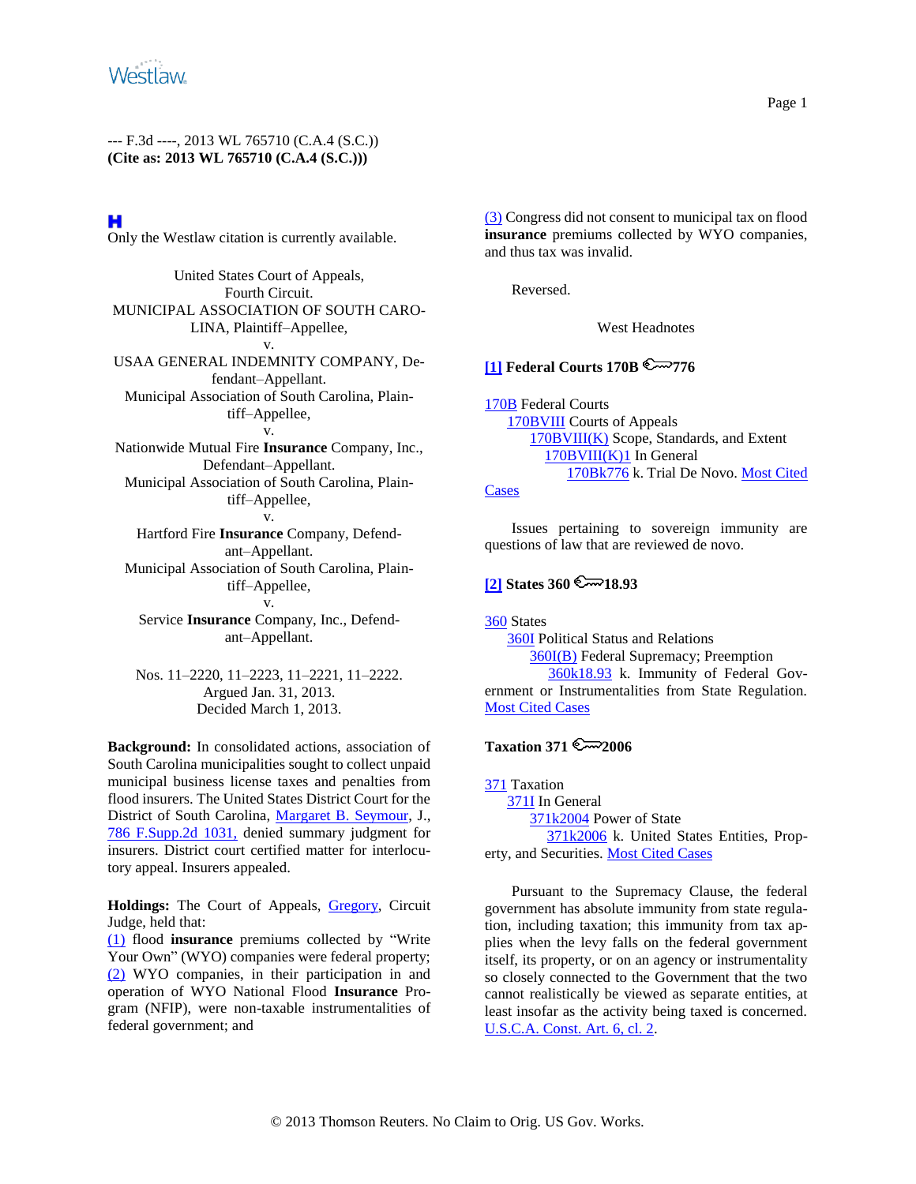--- F.3d ----, 2013 WL 765710 (C.A.4 (S.C.))
**(Cite as: 2013 WL 765710 (C.A.4 (S.C.)))**

**H**
Only the Westlaw citation is currently available.

United States Court of Appeals,
Fourth Circuit.
MUNICIPAL ASSOCIATION OF SOUTH CAROLINA, Plaintiff–Appellee,
v.
USAA GENERAL INDEMNITY COMPANY, Defendant–Appellant.
Municipal Association of South Carolina, Plaintiff–Appellee,
v.
Nationwide Mutual Fire **Insurance** Company, Inc., Defendant–Appellant.
Municipal Association of South Carolina, Plaintiff–Appellee,
v.
Hartford Fire **Insurance** Company, Defendant–Appellant.
Municipal Association of South Carolina, Plaintiff–Appellee,
v.
Service **Insurance** Company, Inc., Defendant–Appellant.

Nos. 11–2220, 11–2223, 11–2221, 11–2222.
Argued Jan. 31, 2013.
Decided March 1, 2013.

**Background:** In consolidated actions, association of South Carolina municipalities sought to collect unpaid municipal business license taxes and penalties from flood insurers. The United States District Court for the District of South Carolina, Margaret B. Seymour, J., 786 F.Supp.2d 1031, denied summary judgment for insurers. District court certified matter for interlocutory appeal. Insurers appealed.

**Holdings:** The Court of Appeals, Gregory, Circuit Judge, held that:
(1) flood **insurance** premiums collected by "Write Your Own" (WYO) companies were federal property;
(2) WYO companies, in their participation in and operation of WYO National Flood **Insurance** Program (NFIP), were non-taxable instrumentalities of federal government; and
(3) Congress did not consent to municipal tax on flood **insurance** premiums collected by WYO companies, and thus tax was invalid.

Reversed.

West Headnotes

**[1] Federal Courts 170B 776**

170B Federal Courts
170BVIII Courts of Appeals
170BVIII(K) Scope, Standards, and Extent
170BVIII(K)1 In General
170Bk776 k. Trial De Novo. Most Cited Cases

Issues pertaining to sovereign immunity are questions of law that are reviewed de novo.

**[2] States 360 18.93**

360 States
360I Political Status and Relations
360I(B) Federal Supremacy; Preemption
360k18.93 k. Immunity of Federal Government or Instrumentalities from State Regulation. Most Cited Cases

**Taxation 371 2006**

371 Taxation
371I In General
371k2004 Power of State
371k2006 k. United States Entities, Property, and Securities. Most Cited Cases

Pursuant to the Supremacy Clause, the federal government has absolute immunity from state regulation, including taxation; this immunity from tax applies when the levy falls on the federal government itself, its property, or on an agency or instrumentality so closely connected to the Government that the two cannot realistically be viewed as separate entities, at least insofar as the activity being taxed is concerned. U.S.C.A. Const. Art. 6, cl. 2.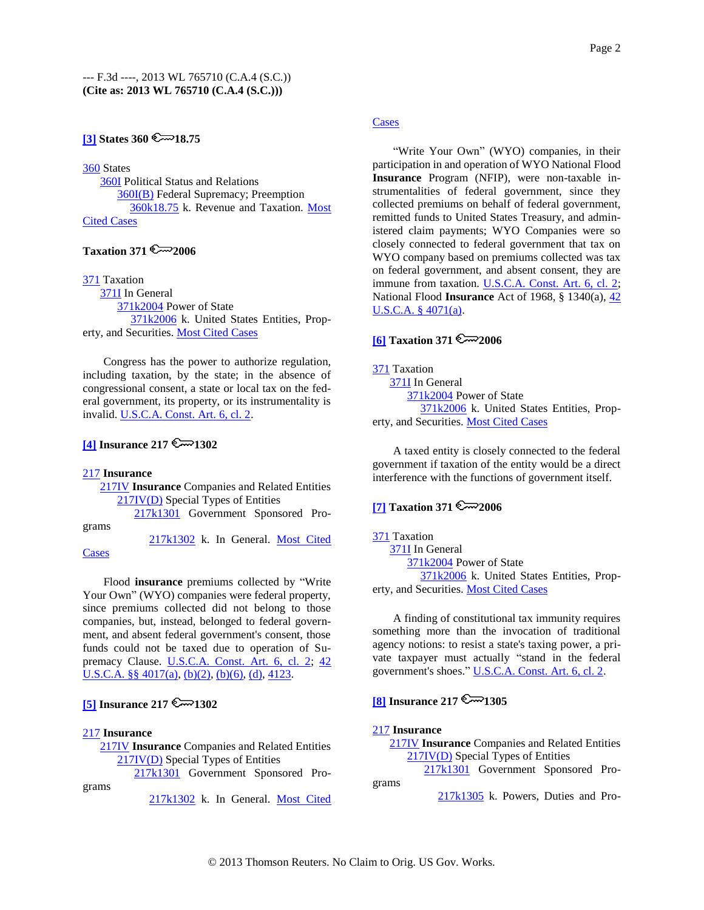--- F.3d ----, 2013 WL 765710 (C.A.4 (S.C.))
**(Cite as: 2013 WL 765710 (C.A.4 (S.C.)))**

**[3] States 360 18.75**

360 States
360I Political Status and Relations
360I(B) Federal Supremacy; Preemption
360k18.75 k. Revenue and Taxation. Most Cited Cases

**Taxation 371 2006**

371 Taxation
371I In General
371k2004 Power of State
371k2006 k. United States Entities, Property, and Securities. Most Cited Cases

Congress has the power to authorize regulation, including taxation, by the state; in the absence of congressional consent, a state or local tax on the federal government, its property, or its instrumentality is invalid. U.S.C.A. Const. Art. 6, cl. 2.

**[4] Insurance 217 1302**

217 **Insurance**
217IV **Insurance** Companies and Related Entities
217IV(D) Special Types of Entities
217k1301 Government Sponsored Programs
217k1302 k. In General. Most Cited Cases

Flood **insurance** premiums collected by "Write Your Own" (WYO) companies were federal property, since premiums collected did not belong to those companies, but, instead, belonged to federal government, and absent federal government's consent, those funds could not be taxed due to operation of Supremacy Clause. U.S.C.A. Const. Art. 6, cl. 2; 42 U.S.C.A. §§ 4017(a), (b)(2), (b)(6), (d), 4123.

**[5] Insurance 217 1302**

217 **Insurance**
217IV **Insurance** Companies and Related Entities
217IV(D) Special Types of Entities
217k1301 Government Sponsored Programs
217k1302 k. In General. Most Cited Cases

"Write Your Own" (WYO) companies, in their participation in and operation of WYO National Flood **Insurance** Program (NFIP), were non-taxable instrumentalities of federal government, since they collected premiums on behalf of federal government, remitted funds to United States Treasury, and administered claim payments; WYO Companies were so closely connected to federal government that tax on WYO company based on premiums collected was tax on federal government, and absent consent, they are immune from taxation. U.S.C.A. Const. Art. 6, cl. 2; National Flood **Insurance** Act of 1968, § 1340(a), 42 U.S.C.A. § 4071(a).

**[6] Taxation 371 2006**

371 Taxation
371I In General
371k2004 Power of State
371k2006 k. United States Entities, Property, and Securities. Most Cited Cases

A taxed entity is closely connected to the federal government if taxation of the entity would be a direct interference with the functions of government itself.

**[7] Taxation 371 2006**

371 Taxation
371I In General
371k2004 Power of State
371k2006 k. United States Entities, Property, and Securities. Most Cited Cases

A finding of constitutional tax immunity requires something more than the invocation of traditional agency notions: to resist a state's taxing power, a private taxpayer must actually "stand in the federal government's shoes." U.S.C.A. Const. Art. 6, cl. 2.

**[8] Insurance 217 1305**

217 **Insurance**
217IV **Insurance** Companies and Related Entities
217IV(D) Special Types of Entities
217k1301 Government Sponsored Programs
217k1305 k. Powers, Duties and Pro-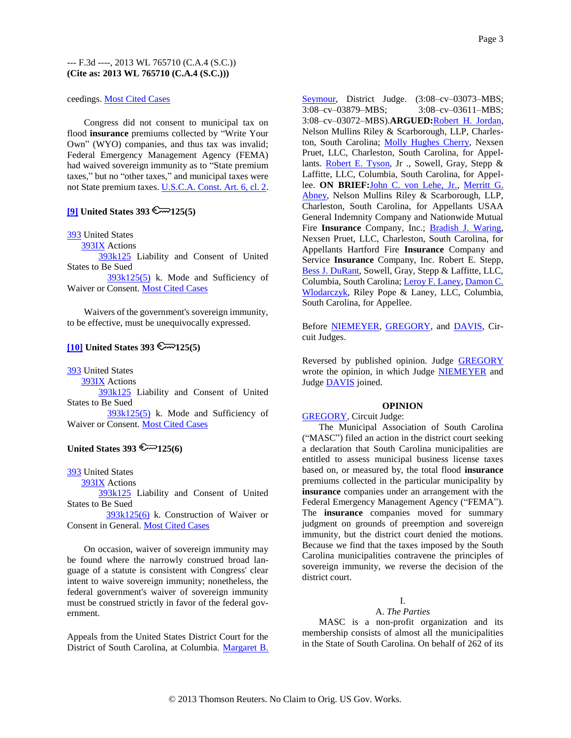ceedings. Most Cited Cases

Congress did not consent to municipal tax on flood **insurance** premiums collected by "Write Your Own" (WYO) companies, and thus tax was invalid; Federal Emergency Management Agency (FEMA) had waived sovereign immunity as to "State premium taxes," but no "other taxes," and municipal taxes were not State premium taxes. U.S.C.A. Const. Art. 6, cl. 2.

**[9] United States 393 125(5)**

393 United States
393IX Actions
393k125 Liability and Consent of United States to Be Sued
393k125(5) k. Mode and Sufficiency of Waiver or Consent. Most Cited Cases

Waivers of the government's sovereign immunity, to be effective, must be unequivocally expressed.

**[10] United States 393 125(5)**

393 United States
393IX Actions
393k125 Liability and Consent of United States to Be Sued
393k125(5) k. Mode and Sufficiency of Waiver or Consent. Most Cited Cases

**United States 393 125(6)**

393 United States
393IX Actions
393k125 Liability and Consent of United States to Be Sued
393k125(6) k. Construction of Waiver or Consent in General. Most Cited Cases

On occasion, waiver of sovereign immunity may be found where the narrowly construed broad language of a statute is consistent with Congress' clear intent to waive sovereign immunity; nonetheless, the federal government's waiver of sovereign immunity must be construed strictly in favor of the federal government.

Appeals from the United States District Court for the District of South Carolina, at Columbia. Margaret B. Seymour, District Judge. (3:08–cv–03073–MBS; 3:08–cv–03879–MBS; 3:08–cv–03611–MBS; 3:08–cv–03072–MBS).**ARGUED:**Robert H. Jordan, Nelson Mullins Riley & Scarborough, LLP, Charleston, South Carolina; Molly Hughes Cherry, Nexsen Pruet, LLC, Charleston, South Carolina, for Appellants. Robert E. Tyson, Jr ., Sowell, Gray, Stepp & Laffitte, LLC, Columbia, South Carolina, for Appellee. **ON BRIEF:**John C. von Lehe, Jr., Merritt G. Abney, Nelson Mullins Riley & Scarborough, LLP, Charleston, South Carolina, for Appellants USAA General Indemnity Company and Nationwide Mutual Fire **Insurance** Company, Inc.; Bradish J. Waring, Nexsen Pruet, LLC, Charleston, South Carolina, for Appellants Hartford Fire **Insurance** Company and Service **Insurance** Company, Inc. Robert E. Stepp, Bess J. DuRant, Sowell, Gray, Stepp & Laffitte, LLC, Columbia, South Carolina; Leroy F. Laney, Damon C. Wlodarczyk, Riley Pope & Laney, LLC, Columbia, South Carolina, for Appellee.

Before NIEMEYER, GREGORY, and DAVIS, Circuit Judges.

Reversed by published opinion. Judge GREGORY wrote the opinion, in which Judge NIEMEYER and Judge DAVIS joined.

## OPINION

GREGORY, Circuit Judge:

The Municipal Association of South Carolina ("MASC") filed an action in the district court seeking a declaration that South Carolina municipalities are entitled to assess municipal business license taxes based on, or measured by, the total flood **insurance** premiums collected in the particular municipality by **insurance** companies under an arrangement with the Federal Emergency Management Agency ("FEMA"). The **insurance** companies moved for summary judgment on grounds of preemption and sovereign immunity, but the district court denied the motions. Because we find that the taxes imposed by the South Carolina municipalities contravene the principles of sovereign immunity, we reverse the decision of the district court.

### I.

#### A. *The Parties*

MASC is a non-profit organization and its membership consists of almost all the municipalities in the State of South Carolina. On behalf of 262 of its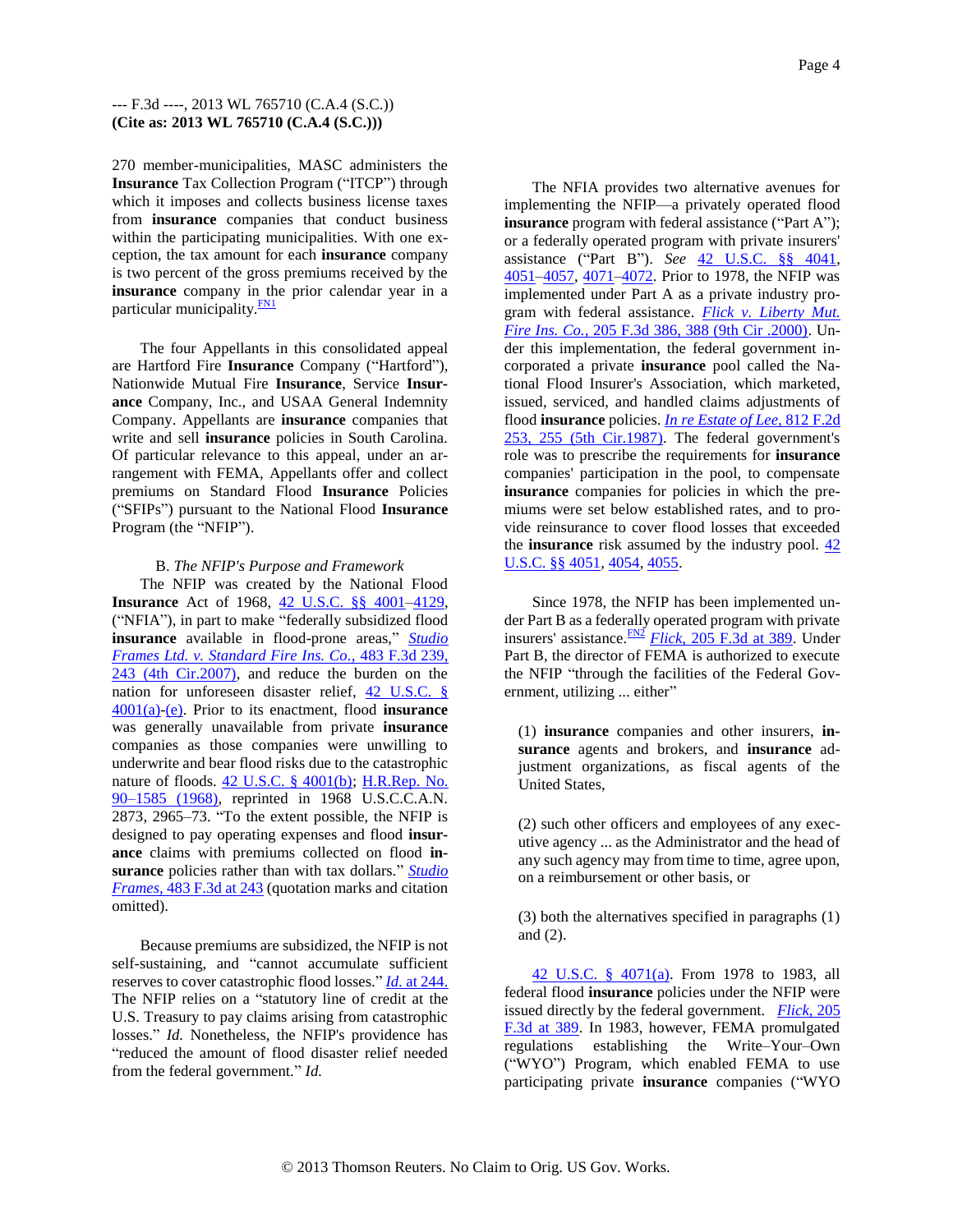270 member-municipalities, MASC administers the **Insurance** Tax Collection Program ("ITCP") through which it imposes and collects business license taxes from **insurance** companies that conduct business within the participating municipalities. With one exception, the tax amount for each **insurance** company is two percent of the gross premiums received by the **insurance** company in the prior calendar year in a particular municipality.[FN1]

The four Appellants in this consolidated appeal are Hartford Fire **Insurance** Company ("Hartford"), Nationwide Mutual Fire **Insurance**, Service **Insurance** Company, Inc., and USAA General Indemnity Company. Appellants are **insurance** companies that write and sell **insurance** policies in South Carolina. Of particular relevance to this appeal, under an arrangement with FEMA, Appellants offer and collect premiums on Standard Flood **Insurance** Policies ("SFIPs") pursuant to the National Flood **Insurance** Program (the "NFIP").

B. *The NFIP's Purpose and Framework*

The NFIP was created by the National Flood **Insurance** Act of 1968, 42 U.S.C. §§ 4001–4129, ("NFIA"), in part to make "federally subsidized flood **insurance** available in flood-prone areas," *Studio Frames Ltd. v. Standard Fire Ins. Co.,* 483 F.3d 239, 243 (4th Cir.2007), and reduce the burden on the nation for unforeseen disaster relief, 42 U.S.C. § 4001(a)-(e). Prior to its enactment, flood **insurance** was generally unavailable from private **insurance** companies as those companies were unwilling to underwrite and bear flood risks due to the catastrophic nature of floods. 42 U.S.C. § 4001(b); H.R.Rep. No. 90–1585 (1968), reprinted in 1968 U.S.C.C.A.N. 2873, 2965–73. "To the extent possible, the NFIP is designed to pay operating expenses and flood **insurance** claims with premiums collected on flood **insurance** policies rather than with tax dollars." *Studio Frames,* 483 F.3d at 243 (quotation marks and citation omitted).

Because premiums are subsidized, the NFIP is not self-sustaining, and "cannot accumulate sufficient reserves to cover catastrophic flood losses." *Id.* at 244. The NFIP relies on a "statutory line of credit at the U.S. Treasury to pay claims arising from catastrophic losses." *Id.* Nonetheless, the NFIP's providence has "reduced the amount of flood disaster relief needed from the federal government." *Id.*

The NFIA provides two alternative avenues for implementing the NFIP—a privately operated flood **insurance** program with federal assistance ("Part A"); or a federally operated program with private insurers' assistance ("Part B"). *See* 42 U.S.C. §§ 4041, 4051–4057, 4071–4072. Prior to 1978, the NFIP was implemented under Part A as a private industry program with federal assistance. *Flick v. Liberty Mut. Fire Ins. Co.,* 205 F.3d 386, 388 (9th Cir .2000). Under this implementation, the federal government incorporated a private **insurance** pool called the National Flood Insurer's Association, which marketed, issued, serviced, and handled claims adjustments of flood **insurance** policies. *In re Estate of Lee,* 812 F.2d 253, 255 (5th Cir.1987). The federal government's role was to prescribe the requirements for **insurance** companies' participation in the pool, to compensate **insurance** companies for policies in which the premiums were set below established rates, and to provide reinsurance to cover flood losses that exceeded the **insurance** risk assumed by the industry pool. 42 U.S.C. §§ 4051, 4054, 4055.

Since 1978, the NFIP has been implemented under Part B as a federally operated program with private insurers' assistance.[FN2] *Flick,* 205 F.3d at 389. Under Part B, the director of FEMA is authorized to execute the NFIP "through the facilities of the Federal Government, utilizing ... either"

> (1) **insurance** companies and other insurers, **insurance** agents and brokers, and **insurance** adjustment organizations, as fiscal agents of the United States,
>
> (2) such other officers and employees of any executive agency ... as the Administrator and the head of any such agency may from time to time, agree upon, on a reimbursement or other basis, or
>
> (3) both the alternatives specified in paragraphs (1) and (2).

42 U.S.C. § 4071(a). From 1978 to 1983, all federal flood **insurance** policies under the NFIP were issued directly by the federal government. *Flick,* 205 F.3d at 389. In 1983, however, FEMA promulgated regulations establishing the Write–Your–Own ("WYO") Program, which enabled FEMA to use participating private **insurance** companies ("WYO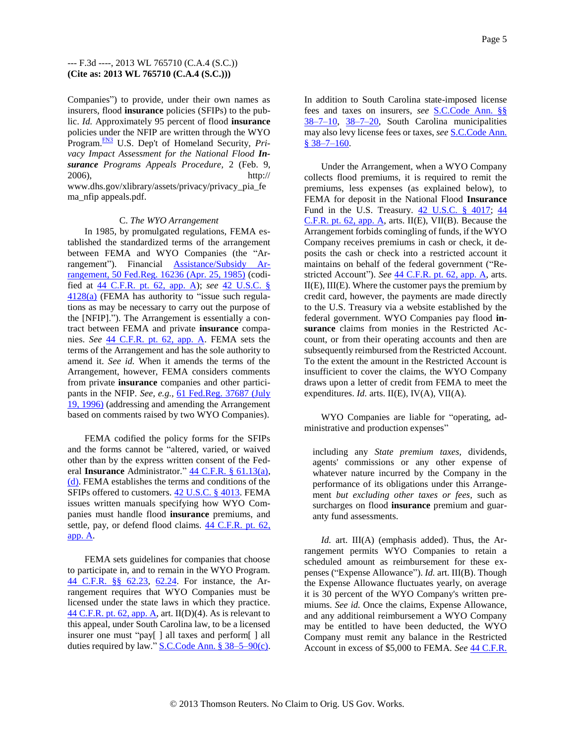Companies") to provide, under their own names as insurers, flood **insurance** policies (SFIPs) to the public. *Id.* Approximately 95 percent of flood **insurance** policies under the NFIP are written through the WYO Program.[FN3] U.S. Dep't of Homeland Security, *Privacy Impact Assessment for the National Flood **Insurance** Programs Appeals Procedure,* 2 (Feb. 9, 2006), http://www.dhs.gov/xlibrary/assets/privacy/privacy_pia_fema_nfip appeals.pdf.

### C. *The WYO Arrangement*

In 1985, by promulgated regulations, FEMA established the standardized terms of the arrangement between FEMA and WYO Companies (the "Arrangement"). Financial Assistance/Subsidy Arrangement, 50 Fed.Reg. 16236 (Apr. 25, 1985) (codified at 44 C.F.R. pt. 62, app. A); *see* 42 U.S.C. § 4128(a) (FEMA has authority to "issue such regulations as may be necessary to carry out the purpose of the [NFIP]."). The Arrangement is essentially a contract between FEMA and private **insurance** companies. *See* 44 C.F.R. pt. 62, app. A. FEMA sets the terms of the Arrangement and has the sole authority to amend it. *See id.* When it amends the terms of the Arrangement, however, FEMA considers comments from private **insurance** companies and other participants in the NFIP. *See, e.g.,* 61 Fed.Reg. 37687 (July 19, 1996) (addressing and amending the Arrangement based on comments raised by two WYO Companies).

FEMA codified the policy forms for the SFIPs and the forms cannot be "altered, varied, or waived other than by the express written consent of the Federal **Insurance** Administrator." 44 C.F.R. § 61.13(a), (d). FEMA establishes the terms and conditions of the SFIPs offered to customers. 42 U.S.C. § 4013. FEMA issues written manuals specifying how WYO Companies must handle flood **insurance** premiums, and settle, pay, or defend flood claims. 44 C.F.R. pt. 62, app. A.

FEMA sets guidelines for companies that choose to participate in, and to remain in the WYO Program. 44 C.F.R. §§ 62.23, 62.24. For instance, the Arrangement requires that WYO Companies must be licensed under the state laws in which they practice. 44 C.F.R. pt. 62, app. A, art. II(D)(4). As is relevant to this appeal, under South Carolina law, to be a licensed insurer one must "pay[ ] all taxes and perform[ ] all duties required by law." S.C.Code Ann. § 38–5–90(c). In addition to South Carolina state-imposed license fees and taxes on insurers, *see* S.C.Code Ann. §§ 38–7–10, 38–7–20, South Carolina municipalities may also levy license fees or taxes, *see* S.C.Code Ann. § 38–7–160.

Under the Arrangement, when a WYO Company collects flood premiums, it is required to remit the premiums, less expenses (as explained below), to FEMA for deposit in the National Flood **Insurance** Fund in the U.S. Treasury. 42 U.S.C. § 4017; 44 C.F.R. pt. 62, app. A, arts. II(E), VII(B). Because the Arrangement forbids comingling of funds, if the WYO Company receives premiums in cash or check, it deposits the cash or check into a restricted account it maintains on behalf of the federal government ("Restricted Account"). *See* 44 C.F.R. pt. 62, app. A, arts. II(E), III(E). Where the customer pays the premium by credit card, however, the payments are made directly to the U.S. Treasury via a website established by the federal government. WYO Companies pay flood **insurance** claims from monies in the Restricted Account, or from their operating accounts and then are subsequently reimbursed from the Restricted Account. To the extent the amount in the Restricted Account is insufficient to cover the claims, the WYO Company draws upon a letter of credit from FEMA to meet the expenditures. *Id.* arts. II(E), IV(A), VII(A).

WYO Companies are liable for "operating, administrative and production expenses"

> including any *State premium taxes,* dividends, agents' commissions or any other expense of whatever nature incurred by the Company in the performance of its obligations under this Arrangement *but excluding other taxes or fees,* such as surcharges on flood **insurance** premium and guaranty fund assessments.

*Id.* art. III(A) (emphasis added). Thus, the Arrangement permits WYO Companies to retain a scheduled amount as reimbursement for these expenses ("Expense Allowance"). *Id.* art. III(B). Though the Expense Allowance fluctuates yearly, on average it is 30 percent of the WYO Company's written premiums. *See id.* Once the claims, Expense Allowance, and any additional reimbursement a WYO Company may be entitled to have been deducted, the WYO Company must remit any balance in the Restricted Account in excess of $5,000 to FEMA. *See* 44 C.F.R.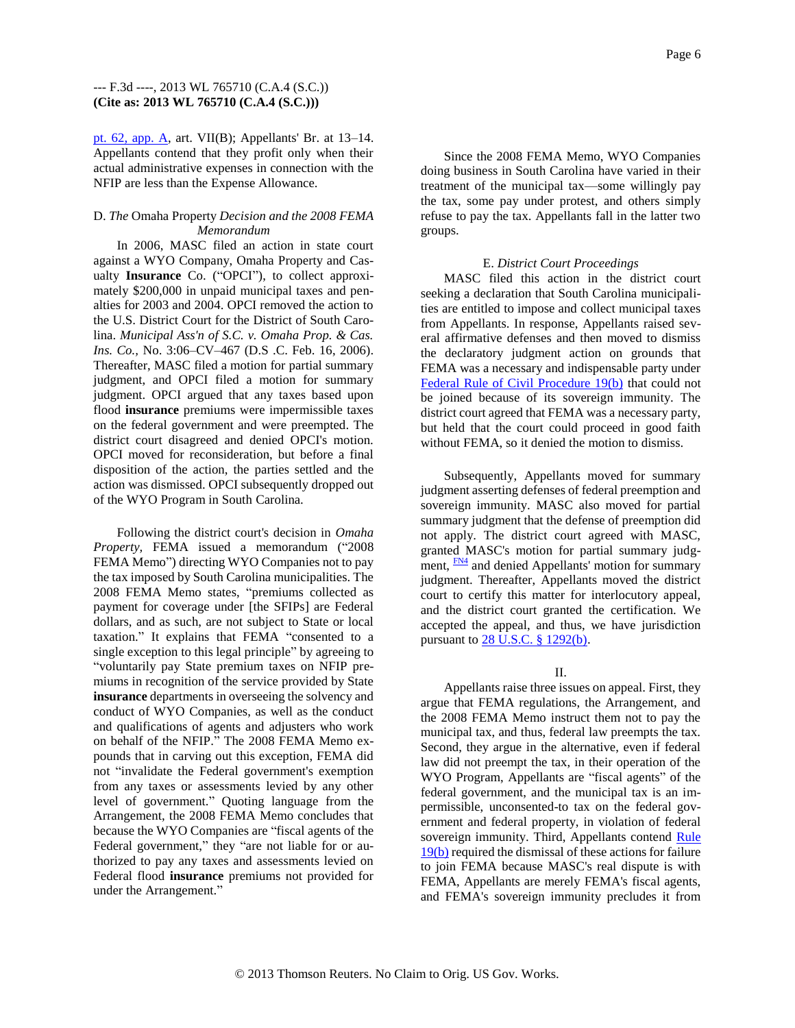pt. 62, app. A, art. VII(B); Appellants' Br. at 13–14. Appellants contend that they profit only when their actual administrative expenses in connection with the NFIP are less than the Expense Allowance.

### D. *The* Omaha Property *Decision and the 2008 FEMA Memorandum*

In 2006, MASC filed an action in state court against a WYO Company, Omaha Property and Casualty **Insurance** Co. ("OPCI"), to collect approximately $200,000 in unpaid municipal taxes and penalties for 2003 and 2004. OPCI removed the action to the U.S. District Court for the District of South Carolina. *Municipal Ass'n of S.C. v. Omaha Prop. & Cas. Ins. Co.,* No. 3:06–CV–467 (D.S .C. Feb. 16, 2006). Thereafter, MASC filed a motion for partial summary judgment, and OPCI filed a motion for summary judgment. OPCI argued that any taxes based upon flood **insurance** premiums were impermissible taxes on the federal government and were preempted. The district court disagreed and denied OPCI's motion. OPCI moved for reconsideration, but before a final disposition of the action, the parties settled and the action was dismissed. OPCI subsequently dropped out of the WYO Program in South Carolina.

Following the district court's decision in *Omaha Property,* FEMA issued a memorandum ("2008 FEMA Memo") directing WYO Companies not to pay the tax imposed by South Carolina municipalities. The 2008 FEMA Memo states, "premiums collected as payment for coverage under [the SFIPs] are Federal dollars, and as such, are not subject to State or local taxation." It explains that FEMA "consented to a single exception to this legal principle" by agreeing to "voluntarily pay State premium taxes on NFIP premiums in recognition of the service provided by State **insurance** departments in overseeing the solvency and conduct of WYO Companies, as well as the conduct and qualifications of agents and adjusters who work on behalf of the NFIP." The 2008 FEMA Memo expounds that in carving out this exception, FEMA did not "invalidate the Federal government's exemption from any taxes or assessments levied by any other level of government." Quoting language from the Arrangement, the 2008 FEMA Memo concludes that because the WYO Companies are "fiscal agents of the Federal government," they "are not liable for or authorized to pay any taxes and assessments levied on Federal flood **insurance** premiums not provided for under the Arrangement."

Since the 2008 FEMA Memo, WYO Companies doing business in South Carolina have varied in their treatment of the municipal tax—some willingly pay the tax, some pay under protest, and others simply refuse to pay the tax. Appellants fall in the latter two groups.

### E. *District Court Proceedings*

MASC filed this action in the district court seeking a declaration that South Carolina municipalities are entitled to impose and collect municipal taxes from Appellants. In response, Appellants raised several affirmative defenses and then moved to dismiss the declaratory judgment action on grounds that FEMA was a necessary and indispensable party under Federal Rule of Civil Procedure 19(b) that could not be joined because of its sovereign immunity. The district court agreed that FEMA was a necessary party, but held that the court could proceed in good faith without FEMA, so it denied the motion to dismiss.

Subsequently, Appellants moved for summary judgment asserting defenses of federal preemption and sovereign immunity. MASC also moved for partial summary judgment that the defense of preemption did not apply. The district court agreed with MASC, granted MASC's motion for partial summary judgment, [FN4] and denied Appellants' motion for summary judgment. Thereafter, Appellants moved the district court to certify this matter for interlocutory appeal, and the district court granted the certification. We accepted the appeal, and thus, we have jurisdiction pursuant to 28 U.S.C. § 1292(b).

## II.

Appellants raise three issues on appeal. First, they argue that FEMA regulations, the Arrangement, and the 2008 FEMA Memo instruct them not to pay the municipal tax, and thus, federal law preempts the tax. Second, they argue in the alternative, even if federal law did not preempt the tax, in their operation of the WYO Program, Appellants are "fiscal agents" of the federal government, and the municipal tax is an impermissible, unconsented-to tax on the federal government and federal property, in violation of federal sovereign immunity. Third, Appellants contend Rule 19(b) required the dismissal of these actions for failure to join FEMA because MASC's real dispute is with FEMA, Appellants are merely FEMA's fiscal agents, and FEMA's sovereign immunity precludes it from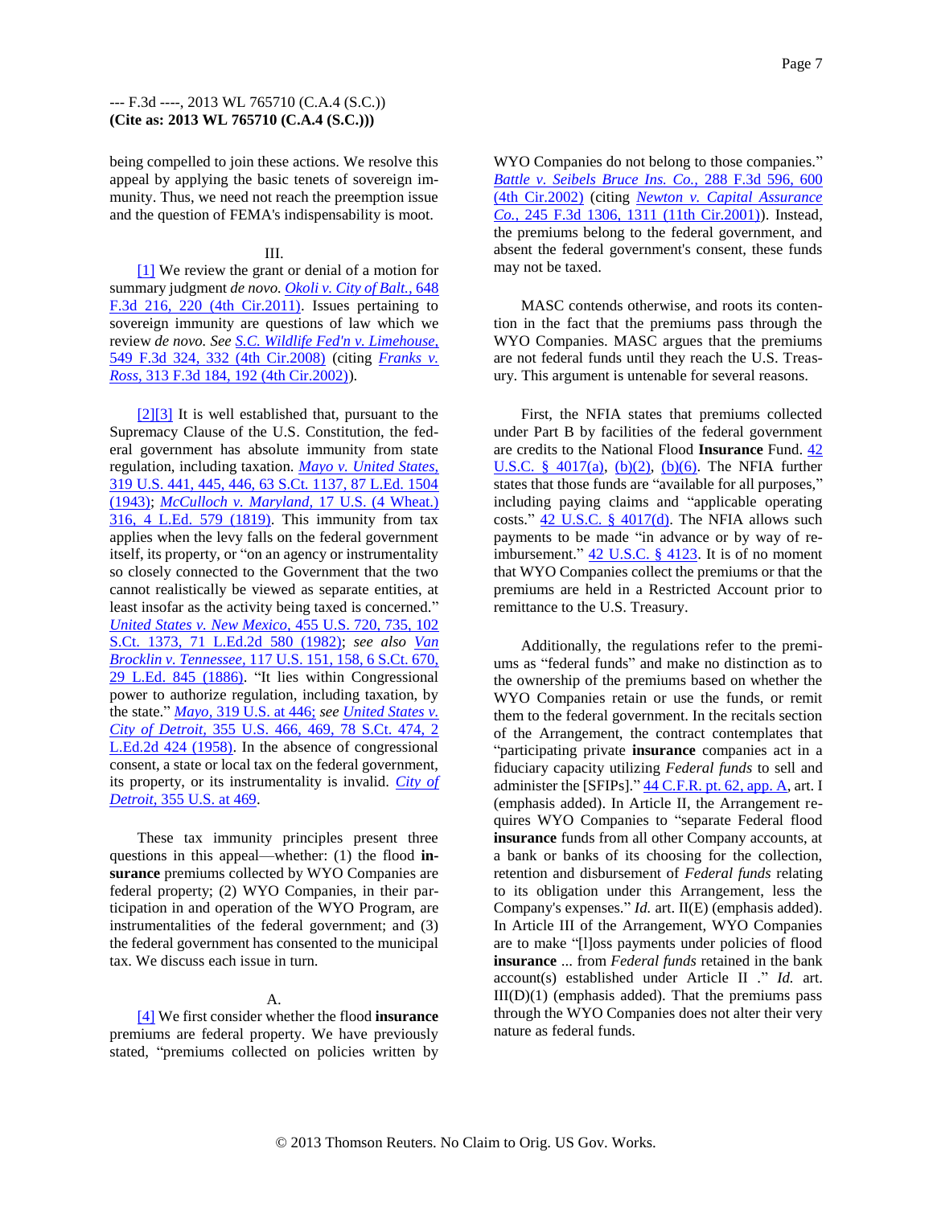being compelled to join these actions. We resolve this appeal by applying the basic tenets of sovereign immunity. Thus, we need not reach the preemption issue and the question of FEMA's indispensability is moot.

III.

[1] We review the grant or denial of a motion for summary judgment *de novo*. *Okoli v. City of Balt.,* 648 F.3d 216, 220 (4th Cir.2011). Issues pertaining to sovereign immunity are questions of law which we review *de novo*. *See* *S.C. Wildlife Fed'n v. Limehouse,* 549 F.3d 324, 332 (4th Cir.2008) (citing *Franks v. Ross,* 313 F.3d 184, 192 (4th Cir.2002)).

[2][3] It is well established that, pursuant to the Supremacy Clause of the U.S. Constitution, the federal government has absolute immunity from state regulation, including taxation. *Mayo v. United States,* 319 U.S. 441, 445, 446, 63 S.Ct. 1137, 87 L.Ed. 1504 (1943); *McCulloch v. Maryland,* 17 U.S. (4 Wheat.) 316, 4 L.Ed. 579 (1819). This immunity from tax applies when the levy falls on the federal government itself, its property, or "on an agency or instrumentality so closely connected to the Government that the two cannot realistically be viewed as separate entities, at least insofar as the activity being taxed is concerned." *United States v. New Mexico,* 455 U.S. 720, 735, 102 S.Ct. 1373, 71 L.Ed.2d 580 (1982); *see also* *Van Brocklin v. Tennessee,* 117 U.S. 151, 158, 6 S.Ct. 670, 29 L.Ed. 845 (1886). "It lies within Congressional power to authorize regulation, including taxation, by the state." *Mayo,* 319 U.S. at 446; *see* *United States v. City of Detroit,* 355 U.S. 466, 469, 78 S.Ct. 474, 2 L.Ed.2d 424 (1958). In the absence of congressional consent, a state or local tax on the federal government, its property, or its instrumentality is invalid. *City of Detroit,* 355 U.S. at 469.

These tax immunity principles present three questions in this appeal—whether: (1) the flood **insurance** premiums collected by WYO Companies are federal property; (2) WYO Companies, in their participation in and operation of the WYO Program, are instrumentalities of the federal government; and (3) the federal government has consented to the municipal tax. We discuss each issue in turn.

A.

[4] We first consider whether the flood **insurance** premiums are federal property. We have previously stated, "premiums collected on policies written by WYO Companies do not belong to those companies." *Battle v. Seibels Bruce Ins. Co.,* 288 F.3d 596, 600 (4th Cir.2002) (citing *Newton v. Capital Assurance Co.,* 245 F.3d 1306, 1311 (11th Cir.2001)). Instead, the premiums belong to the federal government, and absent the federal government's consent, these funds may not be taxed.

MASC contends otherwise, and roots its contention in the fact that the premiums pass through the WYO Companies. MASC argues that the premiums are not federal funds until they reach the U.S. Treasury. This argument is untenable for several reasons.

First, the NFIA states that premiums collected under Part B by facilities of the federal government are credits to the National Flood **Insurance** Fund. 42 U.S.C. § 4017(a), (b)(2), (b)(6). The NFIA further states that those funds are "available for all purposes," including paying claims and "applicable operating costs." 42 U.S.C. § 4017(d). The NFIA allows such payments to be made "in advance or by way of reimbursement." 42 U.S.C. § 4123. It is of no moment that WYO Companies collect the premiums or that the premiums are held in a Restricted Account prior to remittance to the U.S. Treasury.

Additionally, the regulations refer to the premiums as "federal funds" and make no distinction as to the ownership of the premiums based on whether the WYO Companies retain or use the funds, or remit them to the federal government. In the recitals section of the Arrangement, the contract contemplates that "participating private **insurance** companies act in a fiduciary capacity utilizing *Federal funds* to sell and administer the [SFIPs]." 44 C.F.R. pt. 62, app. A, art. I (emphasis added). In Article II, the Arrangement requires WYO Companies to "separate Federal flood **insurance** funds from all other Company accounts, at a bank or banks of its choosing for the collection, retention and disbursement of *Federal funds* relating to its obligation under this Arrangement, less the Company's expenses." *Id.* art. II(E) (emphasis added). In Article III of the Arrangement, WYO Companies are to make "[l]oss payments under policies of flood **insurance** ... from *Federal funds* retained in the bank account(s) established under Article II ." *Id.* art. III(D)(1) (emphasis added). That the premiums pass through the WYO Companies does not alter their very nature as federal funds.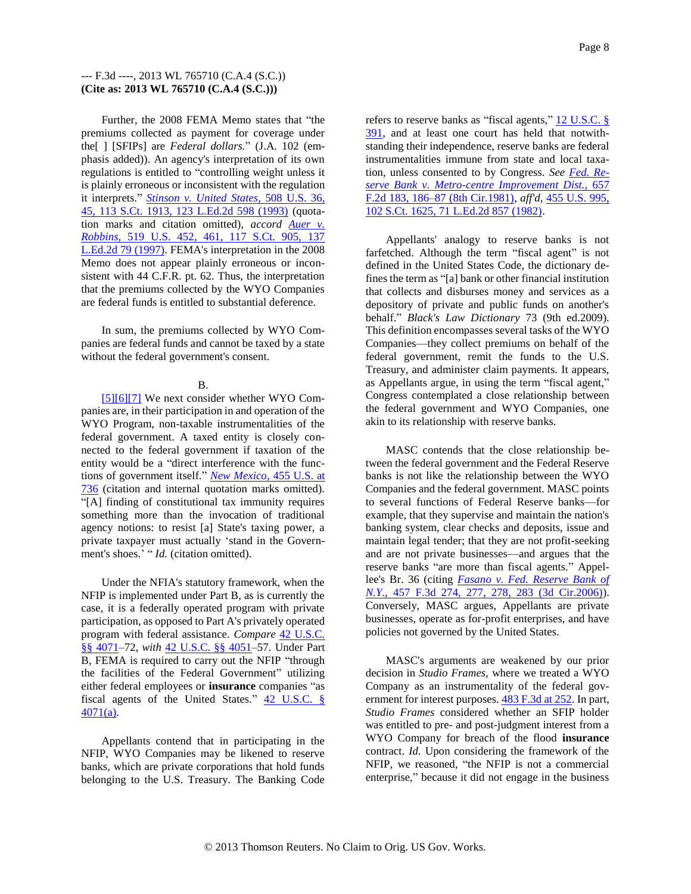Further, the 2008 FEMA Memo states that "the premiums collected as payment for coverage under the[ ] [SFIPs] are *Federal dollars.*" (J.A. 102 (emphasis added)). An agency's interpretation of its own regulations is entitled to "controlling weight unless it is plainly erroneous or inconsistent with the regulation it interprets." *Stinson v. United States,* 508 U.S. 36, 45, 113 S.Ct. 1913, 123 L.Ed.2d 598 (1993) (quotation marks and citation omitted), *accord Auer v. Robbins,* 519 U.S. 452, 461, 117 S.Ct. 905, 137 L.Ed.2d 79 (1997). FEMA's interpretation in the 2008 Memo does not appear plainly erroneous or inconsistent with 44 C.F.R. pt. 62. Thus, the interpretation that the premiums collected by the WYO Companies are federal funds is entitled to substantial deference.

In sum, the premiums collected by WYO Companies are federal funds and cannot be taxed by a state without the federal government's consent.

B.

[5][6][7] We next consider whether WYO Companies are, in their participation in and operation of the WYO Program, non-taxable instrumentalities of the federal government. A taxed entity is closely connected to the federal government if taxation of the entity would be a "direct interference with the functions of government itself." *New Mexico,* 455 U.S. at 736 (citation and internal quotation marks omitted). "[A] finding of constitutional tax immunity requires something more than the invocation of traditional agency notions: to resist [a] State's taxing power, a private taxpayer must actually 'stand in the Government's shoes.' " *Id.* (citation omitted).

Under the NFIA's statutory framework, when the NFIP is implemented under Part B, as is currently the case, it is a federally operated program with private participation, as opposed to Part A's privately operated program with federal assistance. *Compare* 42 U.S.C. §§ 4071–72, *with* 42 U.S.C. §§ 4051–57. Under Part B, FEMA is required to carry out the NFIP "through the facilities of the Federal Government" utilizing either federal employees or **insurance** companies "as fiscal agents of the United States." 42 U.S.C. § 4071(a).

Appellants contend that in participating in the NFIP, WYO Companies may be likened to reserve banks, which are private corporations that hold funds belonging to the U.S. Treasury. The Banking Code refers to reserve banks as "fiscal agents," 12 U.S.C. § 391, and at least one court has held that notwithstanding their independence, reserve banks are federal instrumentalities immune from state and local taxation, unless consented to by Congress. *See Fed. Reserve Bank v. Metro-centre Improvement Dist.,* 657 F.2d 183, 186–87 (8th Cir.1981), *aff'd,* 455 U.S. 995, 102 S.Ct. 1625, 71 L.Ed.2d 857 (1982).

Appellants' analogy to reserve banks is not farfetched. Although the term "fiscal agent" is not defined in the United States Code, the dictionary defines the term as "[a] bank or other financial institution that collects and disburses money and services as a depository of private and public funds on another's behalf." *Black's Law Dictionary* 73 (9th ed.2009). This definition encompasses several tasks of the WYO Companies—they collect premiums on behalf of the federal government, remit the funds to the U.S. Treasury, and administer claim payments. It appears, as Appellants argue, in using the term "fiscal agent," Congress contemplated a close relationship between the federal government and WYO Companies, one akin to its relationship with reserve banks.

MASC contends that the close relationship between the federal government and the Federal Reserve banks is not like the relationship between the WYO Companies and the federal government. MASC points to several functions of Federal Reserve banks—for example, that they supervise and maintain the nation's banking system, clear checks and deposits, issue and maintain legal tender; that they are not profit-seeking and are not private businesses—and argues that the reserve banks "are more than fiscal agents." Appellee's Br. 36 (citing *Fasano v. Fed. Reserve Bank of N.Y.,* 457 F.3d 274, 277, 278, 283 (3d Cir.2006)). Conversely, MASC argues, Appellants are private businesses, operate as for-profit enterprises, and have policies not governed by the United States.

MASC's arguments are weakened by our prior decision in *Studio Frames*, where we treated a WYO Company as an instrumentality of the federal government for interest purposes. 483 F.3d at 252. In part, *Studio Frames* considered whether an SFIP holder was entitled to pre- and post-judgment interest from a WYO Company for breach of the flood **insurance** contract. *Id.* Upon considering the framework of the NFIP, we reasoned, "the NFIP is not a commercial enterprise," because it did not engage in the business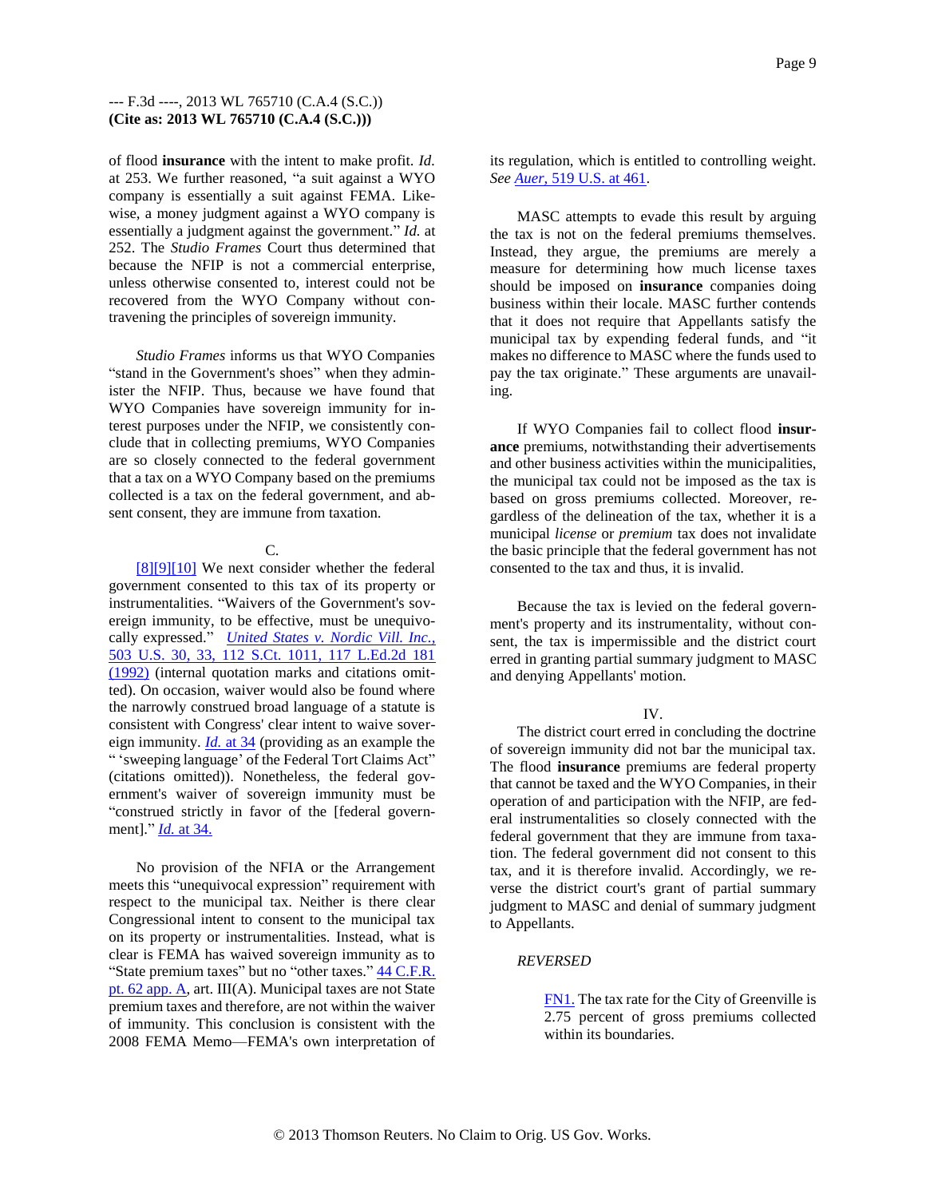of flood **insurance** with the intent to make profit. *Id.* at 253. We further reasoned, "a suit against a WYO company is essentially a suit against FEMA. Likewise, a money judgment against a WYO company is essentially a judgment against the government." *Id.* at 252. The *Studio Frames* Court thus determined that because the NFIP is not a commercial enterprise, unless otherwise consented to, interest could not be recovered from the WYO Company without contravening the principles of sovereign immunity.

*Studio Frames* informs us that WYO Companies "stand in the Government's shoes" when they administer the NFIP. Thus, because we have found that WYO Companies have sovereign immunity for interest purposes under the NFIP, we consistently conclude that in collecting premiums, WYO Companies are so closely connected to the federal government that a tax on a WYO Company based on the premiums collected is a tax on the federal government, and absent consent, they are immune from taxation.

C.

[8][9][10] We next consider whether the federal government consented to this tax of its property or instrumentalities. "Waivers of the Government's sovereign immunity, to be effective, must be unequivocally expressed." *United States v. Nordic Vill. Inc.,* 503 U.S. 30, 33, 112 S.Ct. 1011, 117 L.Ed.2d 181 (1992) (internal quotation marks and citations omitted). On occasion, waiver would also be found where the narrowly construed broad language of a statute is consistent with Congress' clear intent to waive sovereign immunity. *Id.* at 34 (providing as an example the " 'sweeping language' of the Federal Tort Claims Act" (citations omitted)). Nonetheless, the federal government's waiver of sovereign immunity must be "construed strictly in favor of the [federal government]." *Id.* at 34.

No provision of the NFIA or the Arrangement meets this "unequivocal expression" requirement with respect to the municipal tax. Neither is there clear Congressional intent to consent to the municipal tax on its property or instrumentalities. Instead, what is clear is FEMA has waived sovereign immunity as to "State premium taxes" but no "other taxes." 44 C.F.R. pt. 62 app. A, art. III(A). Municipal taxes are not State premium taxes and therefore, are not within the waiver of immunity. This conclusion is consistent with the 2008 FEMA Memo—FEMA's own interpretation of its regulation, which is entitled to controlling weight. *See Auer,* 519 U.S. at 461.

MASC attempts to evade this result by arguing the tax is not on the federal premiums themselves. Instead, they argue, the premiums are merely a measure for determining how much license taxes should be imposed on **insurance** companies doing business within their locale. MASC further contends that it does not require that Appellants satisfy the municipal tax by expending federal funds, and "it makes no difference to MASC where the funds used to pay the tax originate." These arguments are unavailing.

If WYO Companies fail to collect flood **insurance** premiums, notwithstanding their advertisements and other business activities within the municipalities, the municipal tax could not be imposed as the tax is based on gross premiums collected. Moreover, regardless of the delineation of the tax, whether it is a municipal *license* or *premium* tax does not invalidate the basic principle that the federal government has not consented to the tax and thus, it is invalid.

Because the tax is levied on the federal government's property and its instrumentality, without consent, the tax is impermissible and the district court erred in granting partial summary judgment to MASC and denying Appellants' motion.

IV.

The district court erred in concluding the doctrine of sovereign immunity did not bar the municipal tax. The flood **insurance** premiums are federal property that cannot be taxed and the WYO Companies, in their operation of and participation with the NFIP, are federal instrumentalities so closely connected with the federal government that they are immune from taxation. The federal government did not consent to this tax, and it is therefore invalid. Accordingly, we reverse the district court's grant of partial summary judgment to MASC and denial of summary judgment to Appellants.

*REVERSED*

FN1. The tax rate for the City of Greenville is 2.75 percent of gross premiums collected within its boundaries.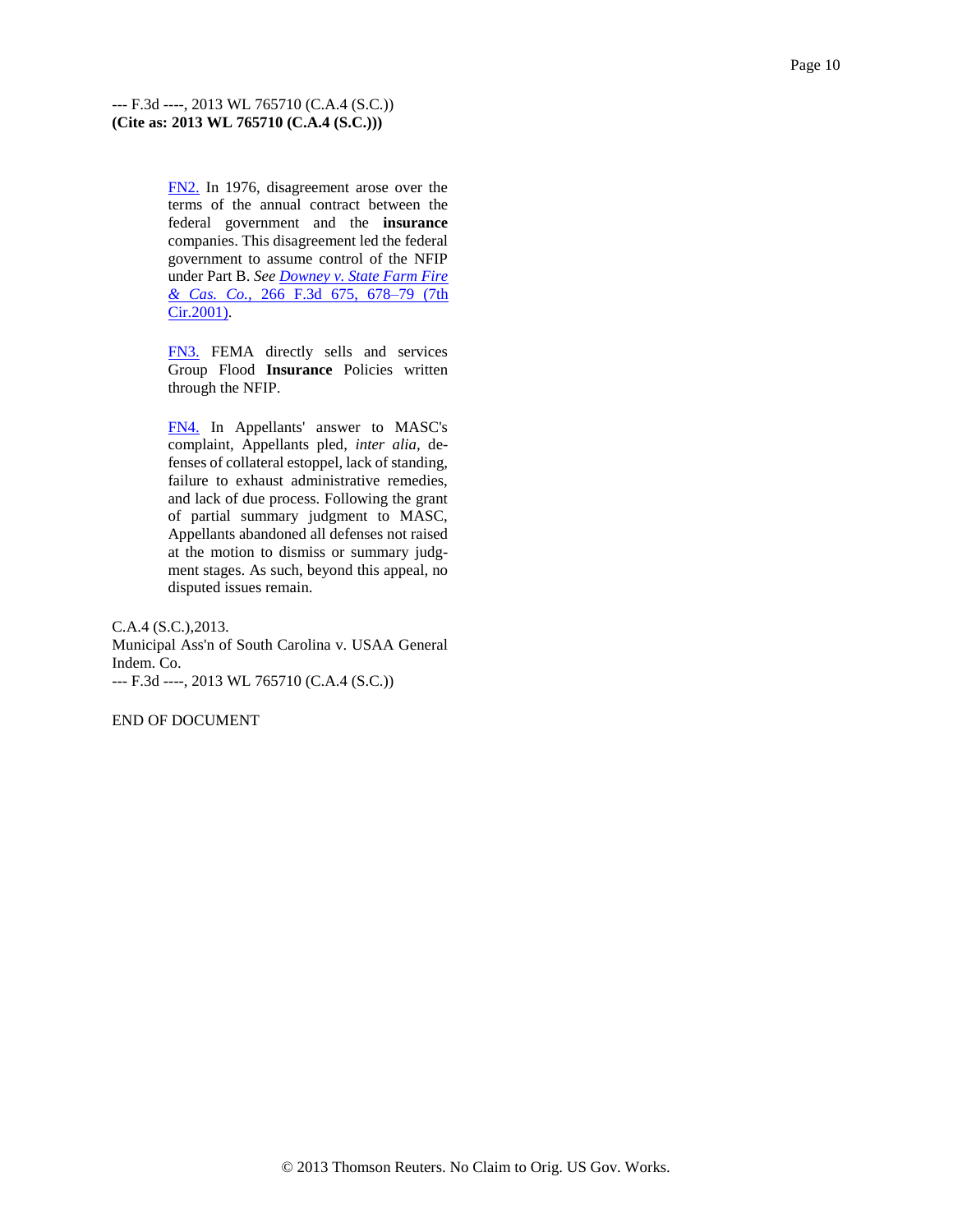FN2. In 1976, disagreement arose over the terms of the annual contract between the federal government and the **insurance** companies. This disagreement led the federal government to assume control of the NFIP under Part B. *See Downey v. State Farm Fire & Cas. Co.,* 266 F.3d 675, 678–79 (7th Cir.2001).

FN3. FEMA directly sells and services Group Flood **Insurance** Policies written through the NFIP.

FN4. In Appellants' answer to MASC's complaint, Appellants pled, *inter alia,* defenses of collateral estoppel, lack of standing, failure to exhaust administrative remedies, and lack of due process. Following the grant of partial summary judgment to MASC, Appellants abandoned all defenses not raised at the motion to dismiss or summary judgment stages. As such, beyond this appeal, no disputed issues remain.

C.A.4 (S.C.),2013.
Municipal Ass'n of South Carolina v. USAA General Indem. Co.
--- F.3d ----, 2013 WL 765710 (C.A.4 (S.C.))

END OF DOCUMENT